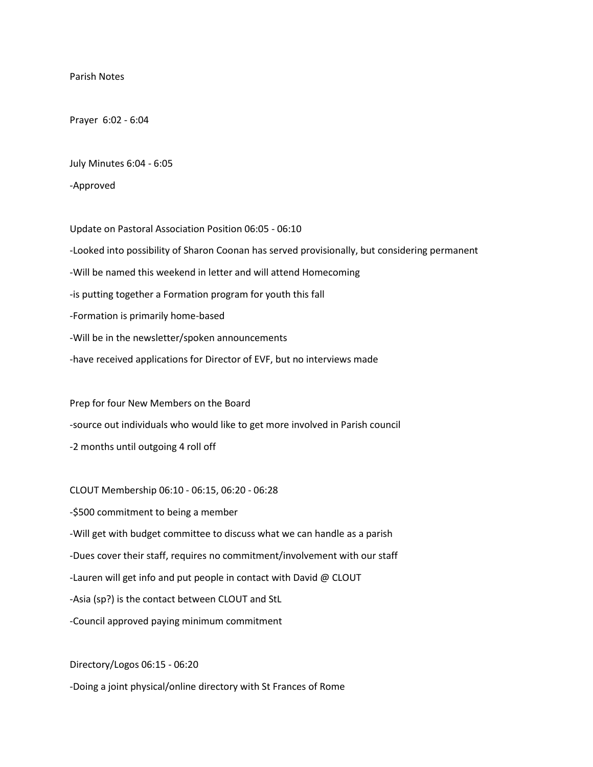Parish Notes

Prayer 6:02 - 6:04

July Minutes 6:04 - 6:05

-Approved

Update on Pastoral Association Position 06:05 - 06:10

-Looked into possibility of Sharon Coonan has served provisionally, but considering permanent

-Will be named this weekend in letter and will attend Homecoming

-is putting together a Formation program for youth this fall

-Formation is primarily home-based

-Will be in the newsletter/spoken announcements

-have received applications for Director of EVF, but no interviews made

Prep for four New Members on the Board

-source out individuals who would like to get more involved in Parish council

-2 months until outgoing 4 roll off

CLOUT Membership 06:10 - 06:15, 06:20 - 06:28

-$500 commitment to being a member

-Will get with budget committee to discuss what we can handle as a parish

-Dues cover their staff, requires no commitment/involvement with our staff

-Lauren will get info and put people in contact with David @ CLOUT

-Asia (sp?) is the contact between CLOUT and StL

-Council approved paying minimum commitment

Directory/Logos 06:15 - 06:20

-Doing a joint physical/online directory with St Frances of Rome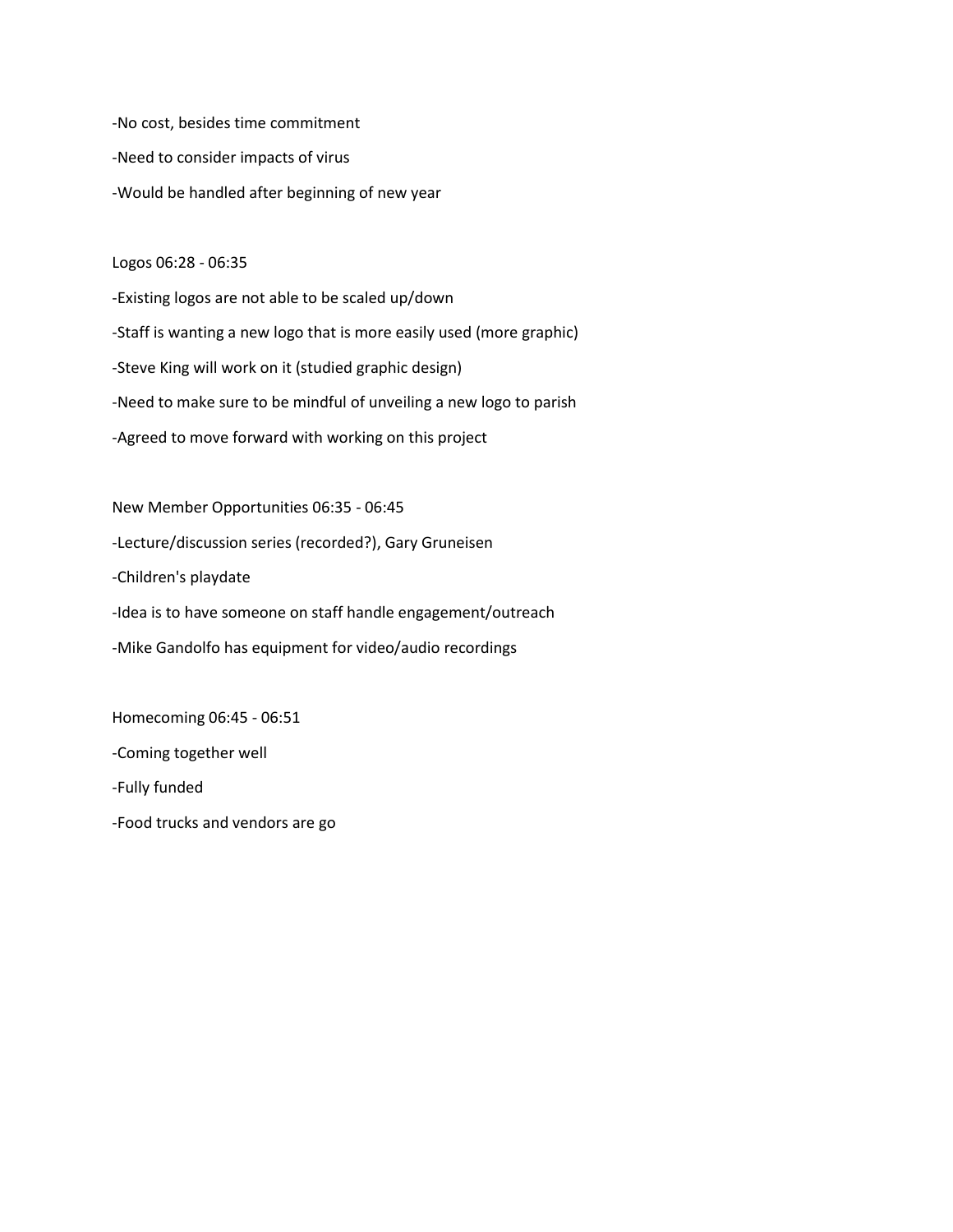-No cost, besides time commitment

-Need to consider impacts of virus

-Would be handled after beginning of new year

Logos 06:28 - 06:35

-Existing logos are not able to be scaled up/down

-Staff is wanting a new logo that is more easily used (more graphic)

-Steve King will work on it (studied graphic design)

-Need to make sure to be mindful of unveiling a new logo to parish

-Agreed to move forward with working on this project

New Member Opportunities 06:35 - 06:45

-Lecture/discussion series (recorded?), Gary Gruneisen

-Children's playdate

-Idea is to have someone on staff handle engagement/outreach

-Mike Gandolfo has equipment for video/audio recordings

Homecoming 06:45 - 06:51

-Coming together well

-Fully funded

-Food trucks and vendors are go